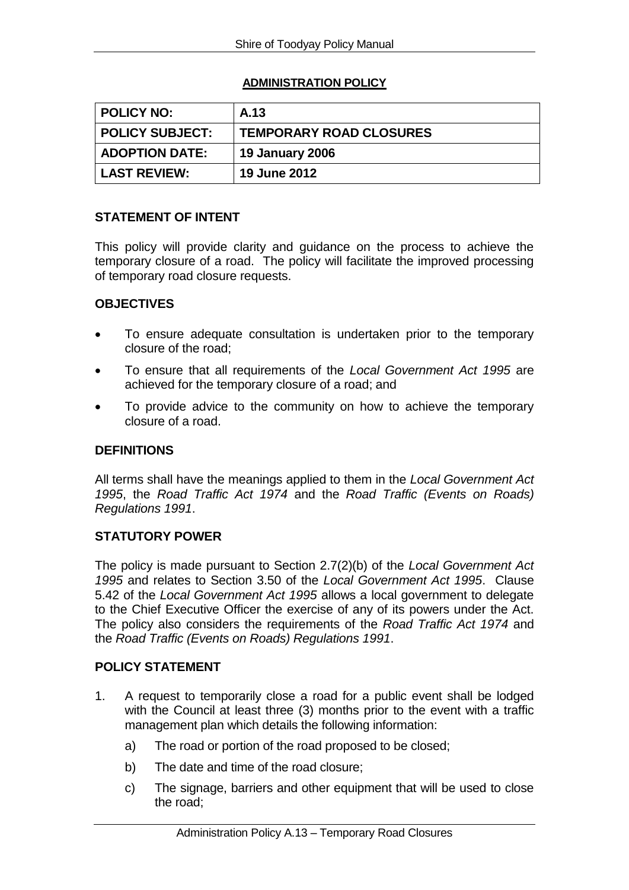## ADMINISTRATION POLICY

| **POLICY NO:** | **A.13** |
| --- | --- |
| **POLICY SUBJECT:** | **TEMPORARY ROAD CLOSURES** |
| **ADOPTION DATE:** | **19 January 2006** |
| **LAST REVIEW:** | **19 June 2012** |

### STATEMENT OF INTENT

This policy will provide clarity and guidance on the process to achieve the temporary closure of a road. The policy will facilitate the improved processing of temporary road closure requests.

### OBJECTIVES

- To ensure adequate consultation is undertaken prior to the temporary closure of the road;
- To ensure that all requirements of the *Local Government Act 1995* are achieved for the temporary closure of a road; and
- To provide advice to the community on how to achieve the temporary closure of a road.

### DEFINITIONS

All terms shall have the meanings applied to them in the *Local Government Act 1995*, the *Road Traffic Act 1974* and the *Road Traffic (Events on Roads) Regulations 1991*.

### STATUTORY POWER

The policy is made pursuant to Section 2.7(2)(b) of the *Local Government Act 1995* and relates to Section 3.50 of the *Local Government Act 1995*. Clause 5.42 of the *Local Government Act 1995* allows a local government to delegate to the Chief Executive Officer the exercise of any of its powers under the Act. The policy also considers the requirements of the *Road Traffic Act 1974* and the *Road Traffic (Events on Roads) Regulations 1991*.

### POLICY STATEMENT

1. A request to temporarily close a road for a public event shall be lodged with the Council at least three (3) months prior to the event with a traffic management plan which details the following information:
   a) The road or portion of the road proposed to be closed;
   b) The date and time of the road closure;
   c) The signage, barriers and other equipment that will be used to close the road;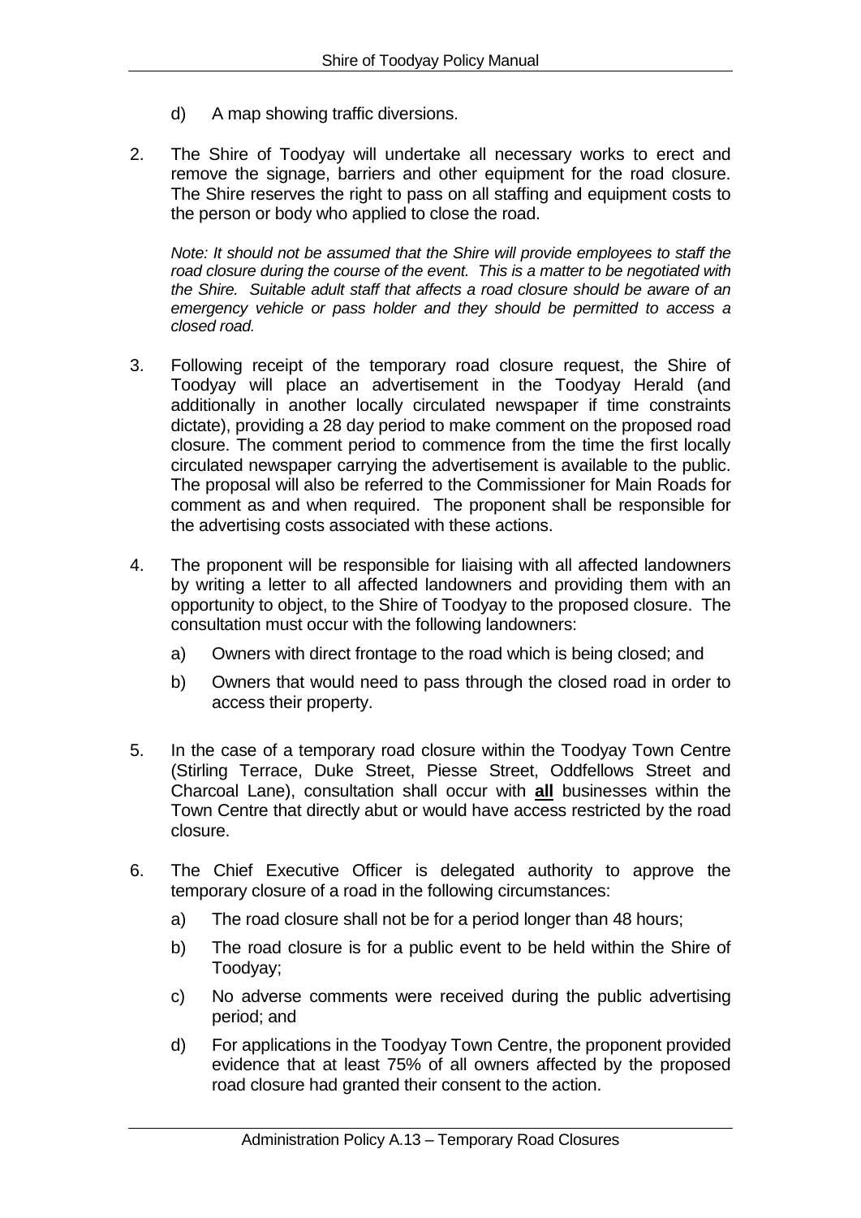d) A map showing traffic diversions.

2. The Shire of Toodyay will undertake all necessary works to erect and remove the signage, barriers and other equipment for the road closure. The Shire reserves the right to pass on all staffing and equipment costs to the person or body who applied to close the road.

   *Note: It should not be assumed that the Shire will provide employees to staff the road closure during the course of the event. This is a matter to be negotiated with the Shire. Suitable adult staff that affects a road closure should be aware of an emergency vehicle or pass holder and they should be permitted to access a closed road.*

3. Following receipt of the temporary road closure request, the Shire of Toodyay will place an advertisement in the Toodyay Herald (and additionally in another locally circulated newspaper if time constraints dictate), providing a 28 day period to make comment on the proposed road closure. The comment period to commence from the time the first locally circulated newspaper carrying the advertisement is available to the public. The proposal will also be referred to the Commissioner for Main Roads for comment as and when required. The proponent shall be responsible for the advertising costs associated with these actions.

4. The proponent will be responsible for liaising with all affected landowners by writing a letter to all affected landowners and providing them with an opportunity to object, to the Shire of Toodyay to the proposed closure. The consultation must occur with the following landowners:

   a) Owners with direct frontage to the road which is being closed; and

   b) Owners that would need to pass through the closed road in order to access their property.

5. In the case of a temporary road closure within the Toodyay Town Centre (Stirling Terrace, Duke Street, Piesse Street, Oddfellows Street and Charcoal Lane), consultation shall occur with **all** businesses within the Town Centre that directly abut or would have access restricted by the road closure.

6. The Chief Executive Officer is delegated authority to approve the temporary closure of a road in the following circumstances:

   a) The road closure shall not be for a period longer than 48 hours;

   b) The road closure is for a public event to be held within the Shire of Toodyay;

   c) No adverse comments were received during the public advertising period; and

   d) For applications in the Toodyay Town Centre, the proponent provided evidence that at least 75% of all owners affected by the proposed road closure had granted their consent to the action.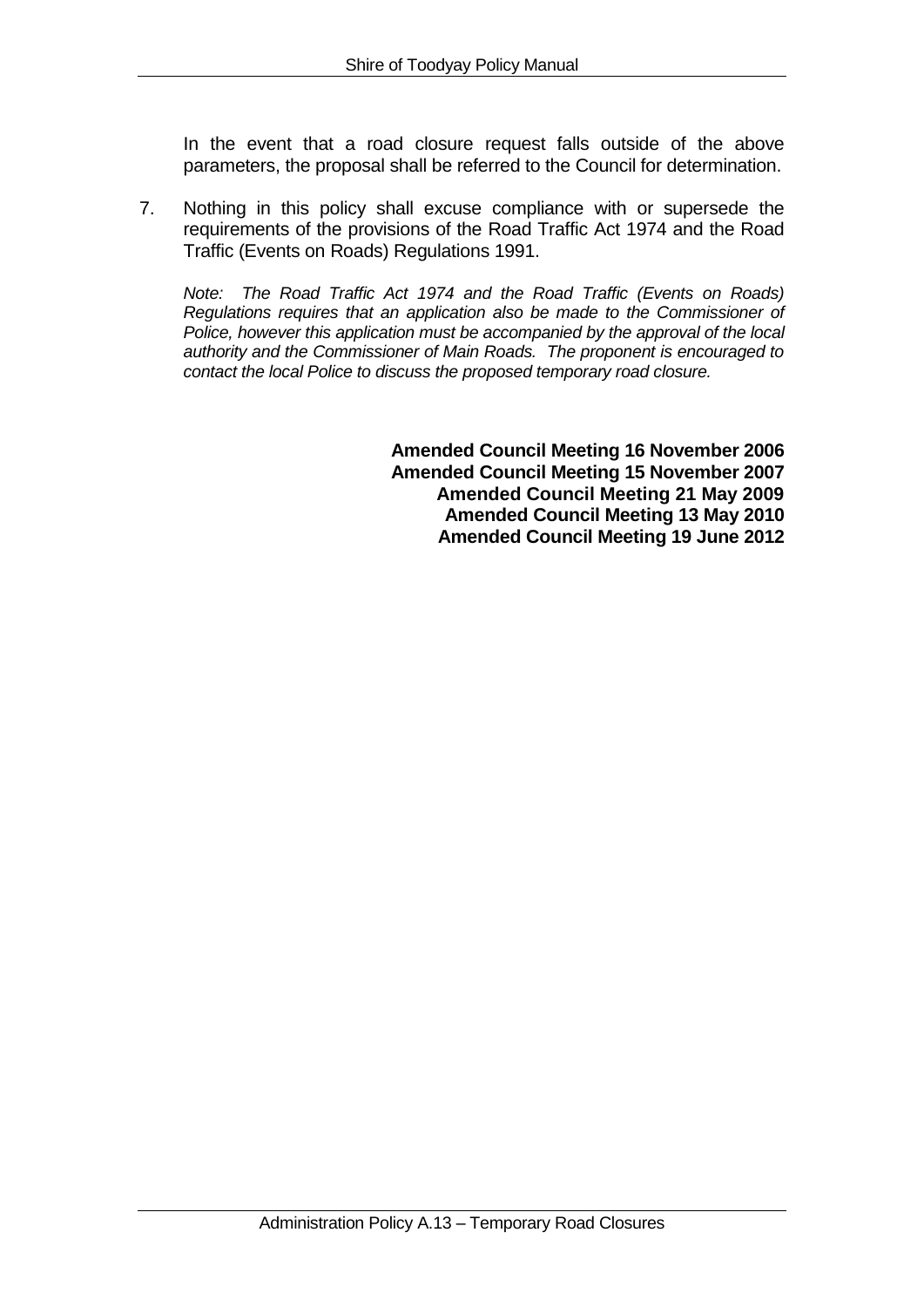In the event that a road closure request falls outside of the above parameters, the proposal shall be referred to the Council for determination.

7. Nothing in this policy shall excuse compliance with or supersede the requirements of the provisions of the Road Traffic Act 1974 and the Road Traffic (Events on Roads) Regulations 1991.

   *Note: The Road Traffic Act 1974 and the Road Traffic (Events on Roads) Regulations requires that an application also be made to the Commissioner of Police, however this application must be accompanied by the approval of the local authority and the Commissioner of Main Roads. The proponent is encouraged to contact the local Police to discuss the proposed temporary road closure.*

**Amended Council Meeting 16 November 2006**
**Amended Council Meeting 15 November 2007**
**Amended Council Meeting 21 May 2009**
**Amended Council Meeting 13 May 2010**
**Amended Council Meeting 19 June 2012**